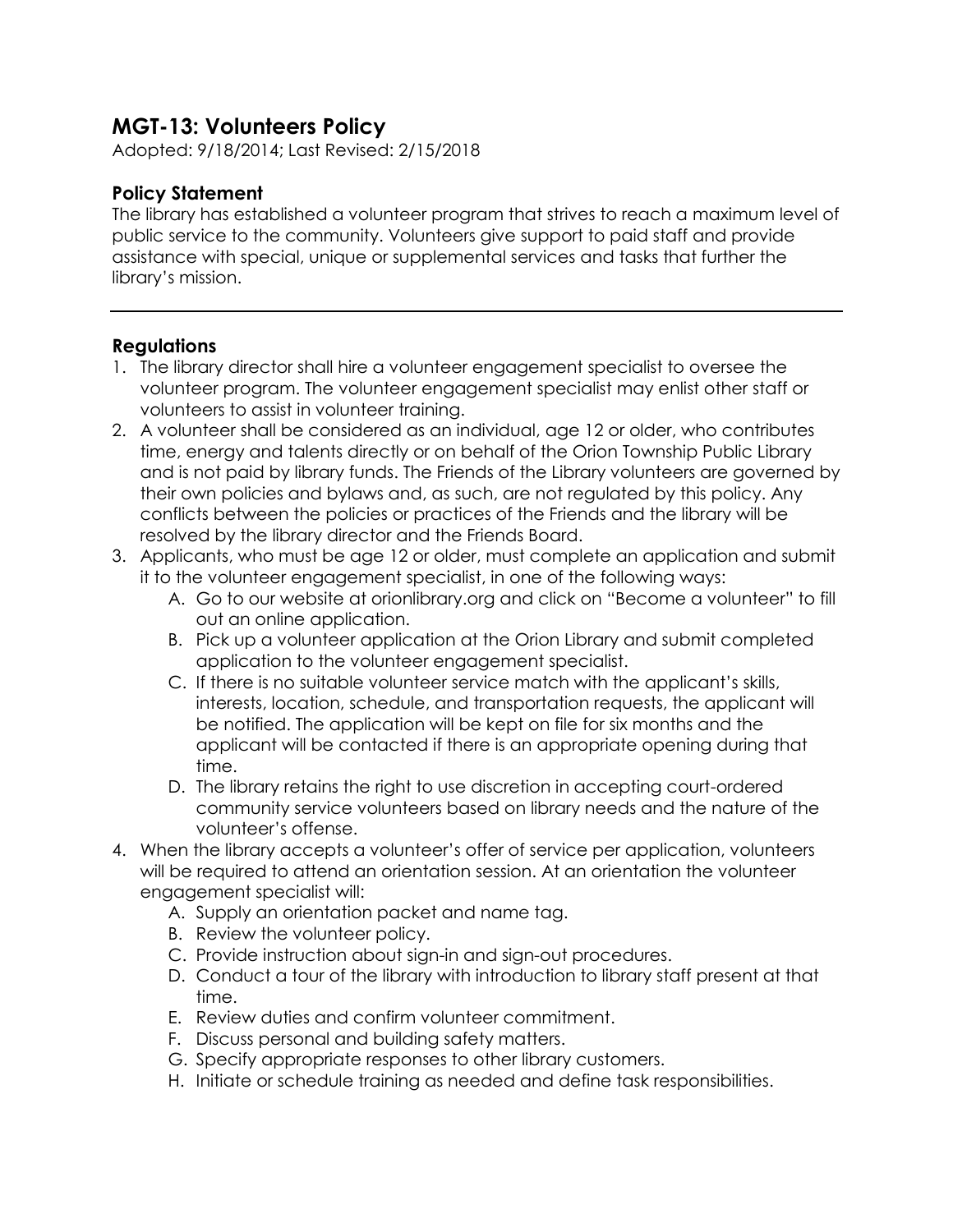# MGT-13: Volunteers Policy

Adopted: 9/18/2014; Last Revised: 2/15/2018

## Policy Statement

The library has established a volunteer program that strives to reach a maximum level of public service to the community. Volunteers give support to paid staff and provide assistance with special, unique or supplemental services and tasks that further the library's mission.

---

## Regulations

1. The library director shall hire a volunteer engagement specialist to oversee the volunteer program. The volunteer engagement specialist may enlist other staff or volunteers to assist in volunteer training.
2. A volunteer shall be considered as an individual, age 12 or older, who contributes time, energy and talents directly or on behalf of the Orion Township Public Library and is not paid by library funds. The Friends of the Library volunteers are governed by their own policies and bylaws and, as such, are not regulated by this policy. Any conflicts between the policies or practices of the Friends and the library will be resolved by the library director and the Friends Board.
3. Applicants, who must be age 12 or older, must complete an application and submit it to the volunteer engagement specialist, in one of the following ways:
    A. Go to our website at orionlibrary.org and click on "Become a volunteer" to fill out an online application.
    B. Pick up a volunteer application at the Orion Library and submit completed application to the volunteer engagement specialist.
    C. If there is no suitable volunteer service match with the applicant's skills, interests, location, schedule, and transportation requests, the applicant will be notified. The application will be kept on file for six months and the applicant will be contacted if there is an appropriate opening during that time.
    D. The library retains the right to use discretion in accepting court-ordered community service volunteers based on library needs and the nature of the volunteer's offense.
4. When the library accepts a volunteer's offer of service per application, volunteers will be required to attend an orientation session. At an orientation the volunteer engagement specialist will:
    A. Supply an orientation packet and name tag.
    B. Review the volunteer policy.
    C. Provide instruction about sign-in and sign-out procedures.
    D. Conduct a tour of the library with introduction to library staff present at that time.
    E. Review duties and confirm volunteer commitment.
    F. Discuss personal and building safety matters.
    G. Specify appropriate responses to other library customers.
    H. Initiate or schedule training as needed and define task responsibilities.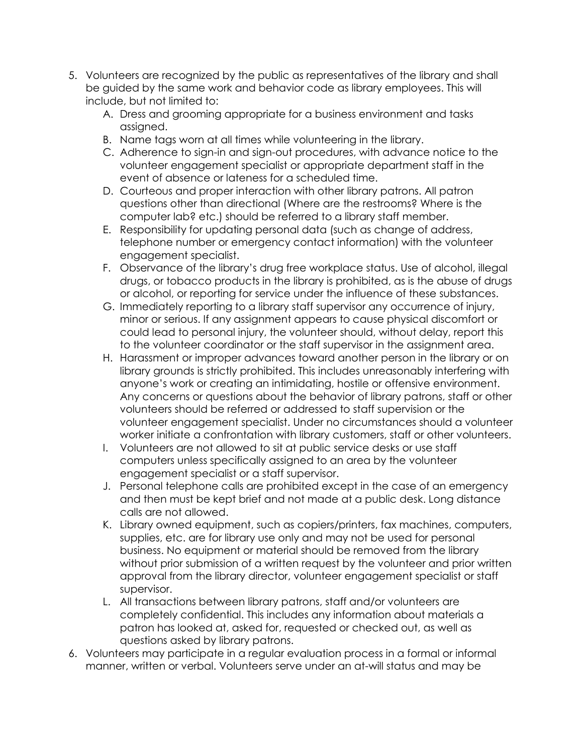5. Volunteers are recognized by the public as representatives of the library and shall be guided by the same work and behavior code as library employees. This will include, but not limited to:
   A. Dress and grooming appropriate for a business environment and tasks assigned.
   B. Name tags worn at all times while volunteering in the library.
   C. Adherence to sign-in and sign-out procedures, with advance notice to the volunteer engagement specialist or appropriate department staff in the event of absence or lateness for a scheduled time.
   D. Courteous and proper interaction with other library patrons. All patron questions other than directional (Where are the restrooms? Where is the computer lab? etc.) should be referred to a library staff member.
   E. Responsibility for updating personal data (such as change of address, telephone number or emergency contact information) with the volunteer engagement specialist.
   F. Observance of the library's drug free workplace status. Use of alcohol, illegal drugs, or tobacco products in the library is prohibited, as is the abuse of drugs or alcohol, or reporting for service under the influence of these substances.
   G. Immediately reporting to a library staff supervisor any occurrence of injury, minor or serious. If any assignment appears to cause physical discomfort or could lead to personal injury, the volunteer should, without delay, report this to the volunteer coordinator or the staff supervisor in the assignment area.
   H. Harassment or improper advances toward another person in the library or on library grounds is strictly prohibited. This includes unreasonably interfering with anyone's work or creating an intimidating, hostile or offensive environment. Any concerns or questions about the behavior of library patrons, staff or other volunteers should be referred or addressed to staff supervision or the volunteer engagement specialist. Under no circumstances should a volunteer worker initiate a confrontation with library customers, staff or other volunteers.
   I. Volunteers are not allowed to sit at public service desks or use staff computers unless specifically assigned to an area by the volunteer engagement specialist or a staff supervisor.
   J. Personal telephone calls are prohibited except in the case of an emergency and then must be kept brief and not made at a public desk. Long distance calls are not allowed.
   K. Library owned equipment, such as copiers/printers, fax machines, computers, supplies, etc. are for library use only and may not be used for personal business. No equipment or material should be removed from the library without prior submission of a written request by the volunteer and prior written approval from the library director, volunteer engagement specialist or staff supervisor.
   L. All transactions between library patrons, staff and/or volunteers are completely confidential. This includes any information about materials a patron has looked at, asked for, requested or checked out, as well as questions asked by library patrons.
6. Volunteers may participate in a regular evaluation process in a formal or informal manner, written or verbal. Volunteers serve under an at-will status and may be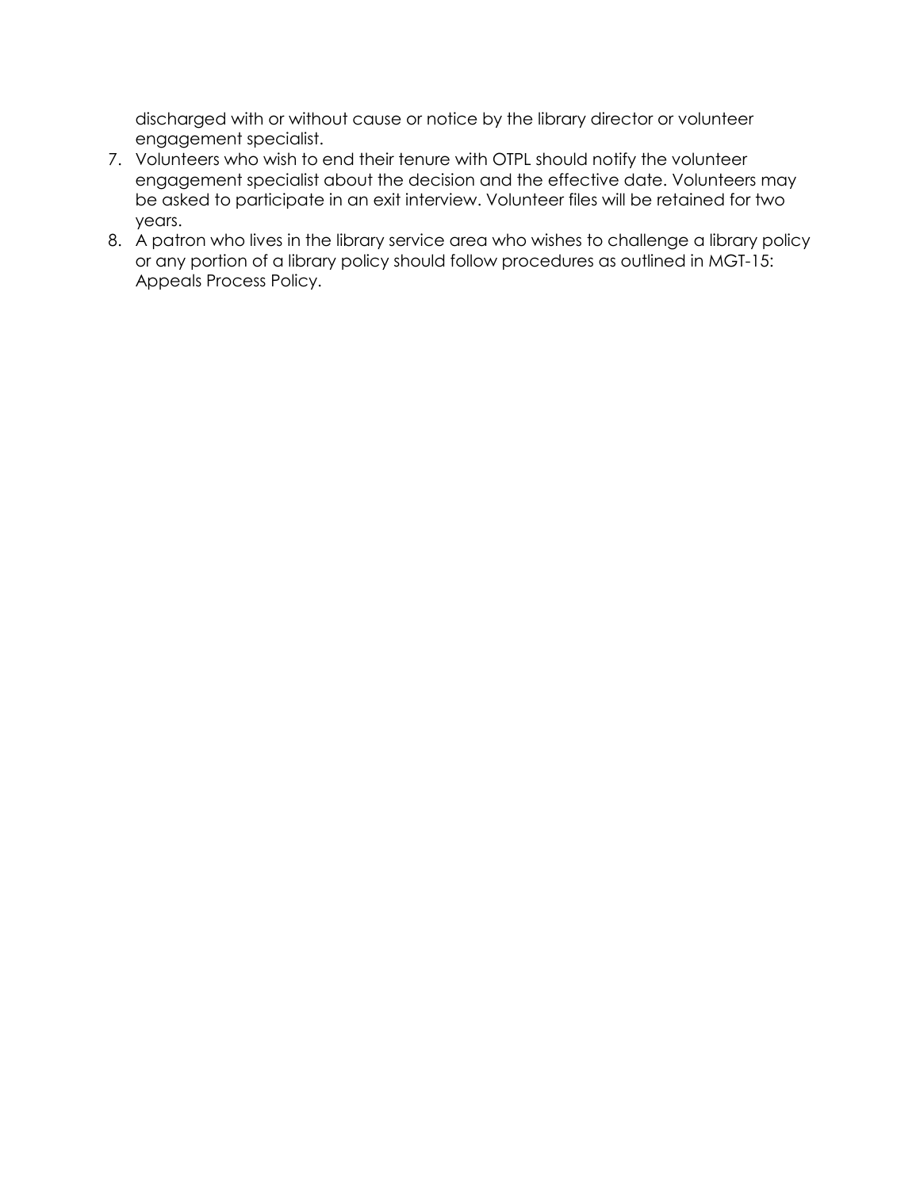discharged with or without cause or notice by the library director or volunteer engagement specialist.

7. Volunteers who wish to end their tenure with OTPL should notify the volunteer engagement specialist about the decision and the effective date. Volunteers may be asked to participate in an exit interview. Volunteer files will be retained for two years.
8. A patron who lives in the library service area who wishes to challenge a library policy or any portion of a library policy should follow procedures as outlined in MGT-15: Appeals Process Policy.